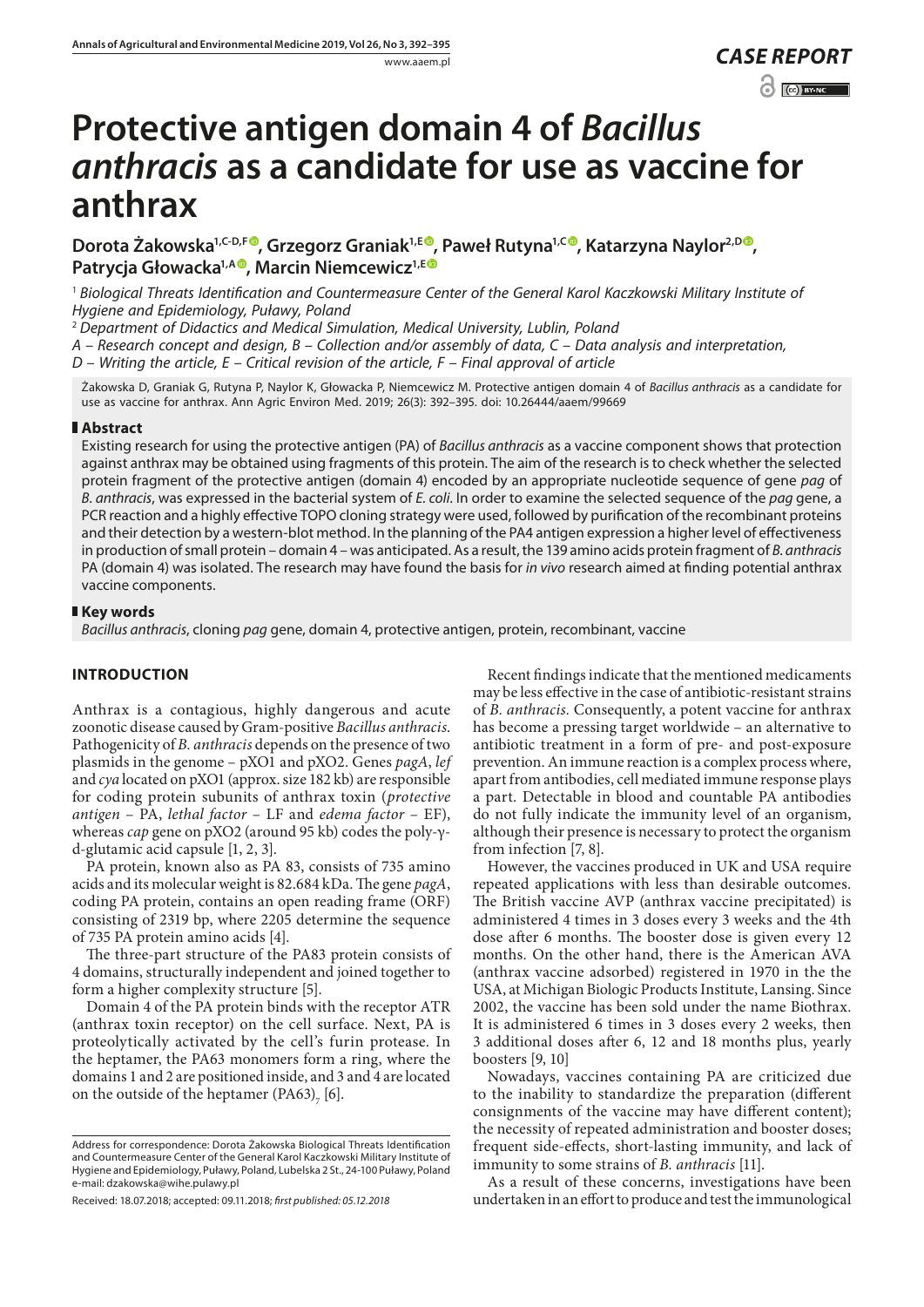*CASE REPORT*

# Protective antigen domain 4 of *Bacillus anthracis* as a candidate for use as vaccine for anthrax

**Dorota Żakowska[1,C-D,F], Grzegorz Graniak[1,E], Paweł Rutyna[1,C], Katarzyna Naylor[2,D], Patrycja Głowacka[1,A], Marcin Niemcewicz[1,E]**

[1] *Biological Threats Identification and Countermeasure Center of the General Karol Kaczkowski Military Institute of Hygiene and Epidemiology, Puławy, Poland*

[2] *Department of Didactics and Medical Simulation, Medical University, Lublin, Poland*

*A – Research concept and design, B – Collection and/or assembly of data, C – Data analysis and interpretation, D – Writing the article, E – Critical revision of the article, F – Final approval of article*

Żakowska D, Graniak G, Rutyna P, Naylor K, Głowacka P, Niemcewicz M. Protective antigen domain 4 of *Bacillus anthracis* as a candidate for use as vaccine for anthrax. Ann Agric Environ Med. 2019; 26(3): 392–395. doi: 10.26444/aaem/99669

## Abstract

Existing research for using the protective antigen (PA) of *Bacillus anthracis* as a vaccine component shows that protection against anthrax may be obtained using fragments of this protein. The aim of the research is to check whether the selected protein fragment of the protective antigen (domain 4) encoded by an appropriate nucleotide sequence of gene *pag* of *B. anthracis*, was expressed in the bacterial system of *E. coli*. In order to examine the selected sequence of the *pag* gene, a PCR reaction and a highly effective TOPO cloning strategy were used, followed by purification of the recombinant proteins and their detection by a western-blot method. In the planning of the PA4 antigen expression a higher level of effectiveness in production of small protein – domain 4 – was anticipated. As a result, the 139 amino acids protein fragment of *B. anthracis* PA (domain 4) was isolated. The research may have found the basis for *in vivo* research aimed at finding potential anthrax vaccine components.

## Key words

*Bacillus anthracis*, cloning *pag* gene, domain 4, protective antigen, protein, recombinant, vaccine

## INTRODUCTION

Anthrax is a contagious, highly dangerous and acute zoonotic disease caused by Gram-positive *Bacillus anthracis*. Pathogenicity of *B. anthracis* depends on the presence of two plasmids in the genome – pXO1 and pXO2. Genes *pagA*, *lef* and *cya* located on pXO1 (approx. size 182 kb) are responsible for coding protein subunits of anthrax toxin (*protective antigen* – PA, *lethal factor* – LF and *edema factor* – EF), whereas *cap* gene on pXO2 (around 95 kb) codes the poly-γ-d-glutamic acid capsule [1, 2, 3].

PA protein, known also as PA 83, consists of 735 amino acids and its molecular weight is 82.684 kDa. The gene *pagA*, coding PA protein, contains an open reading frame (ORF) consisting of 2319 bp, where 2205 determine the sequence of 735 PA protein amino acids [4].

The three-part structure of the PA83 protein consists of 4 domains, structurally independent and joined together to form a higher complexity structure [5].

Domain 4 of the PA protein binds with the receptor ATR (anthrax toxin receptor) on the cell surface. Next, PA is proteolytically activated by the cell's furin protease. In the heptamer, the PA63 monomers form a ring, where the domains 1 and 2 are positioned inside, and 3 and 4 are located on the outside of the heptamer $(PA63)_7$ [6].

Recent findings indicate that the mentioned medicaments may be less effective in the case of antibiotic-resistant strains of *B. anthracis.* Consequently, a potent vaccine for anthrax has become a pressing target worldwide – an alternative to antibiotic treatment in a form of pre- and post-exposure prevention. An immune reaction is a complex process where, apart from antibodies, cell mediated immune response plays a part. Detectable in blood and countable PA antibodies do not fully indicate the immunity level of an organism, although their presence is necessary to protect the organism from infection [7, 8].

However, the vaccines produced in UK and USA require repeated applications with less than desirable outcomes. The British vaccine AVP (anthrax vaccine precipitated) is administered 4 times in 3 doses every 3 weeks and the 4th dose after 6 months. The booster dose is given every 12 months. On the other hand, there is the American AVA (anthrax vaccine adsorbed) registered in 1970 in the the USA, at Michigan Biologic Products Institute, Lansing. Since 2002, the vaccine has been sold under the name Biothrax. It is administered 6 times in 3 doses every 2 weeks, then 3 additional doses after 6, 12 and 18 months plus, yearly boosters [9, 10]

Nowadays, vaccines containing PA are criticized due to the inability to standardize the preparation (different consignments of the vaccine may have different content); the necessity of repeated administration and booster doses; frequent side-effects, short-lasting immunity, and lack of immunity to some strains of *B. anthracis* [11].

As a result of these concerns, investigations have been undertaken in an effort to produce and test the immunological

Address for correspondence: Dorota Żakowska Biological Threats Identification and Countermeasure Center of the General Karol Kaczkowski Military Institute of Hygiene and Epidemiology, Puławy, Poland, Lubelska 2 St., 24-100 Puławy, Poland e-mail: dzakowska@wihe.pulawy.pl

Received: 18.07.2018; accepted: 09.11.2018; *first published: 05.12.2018*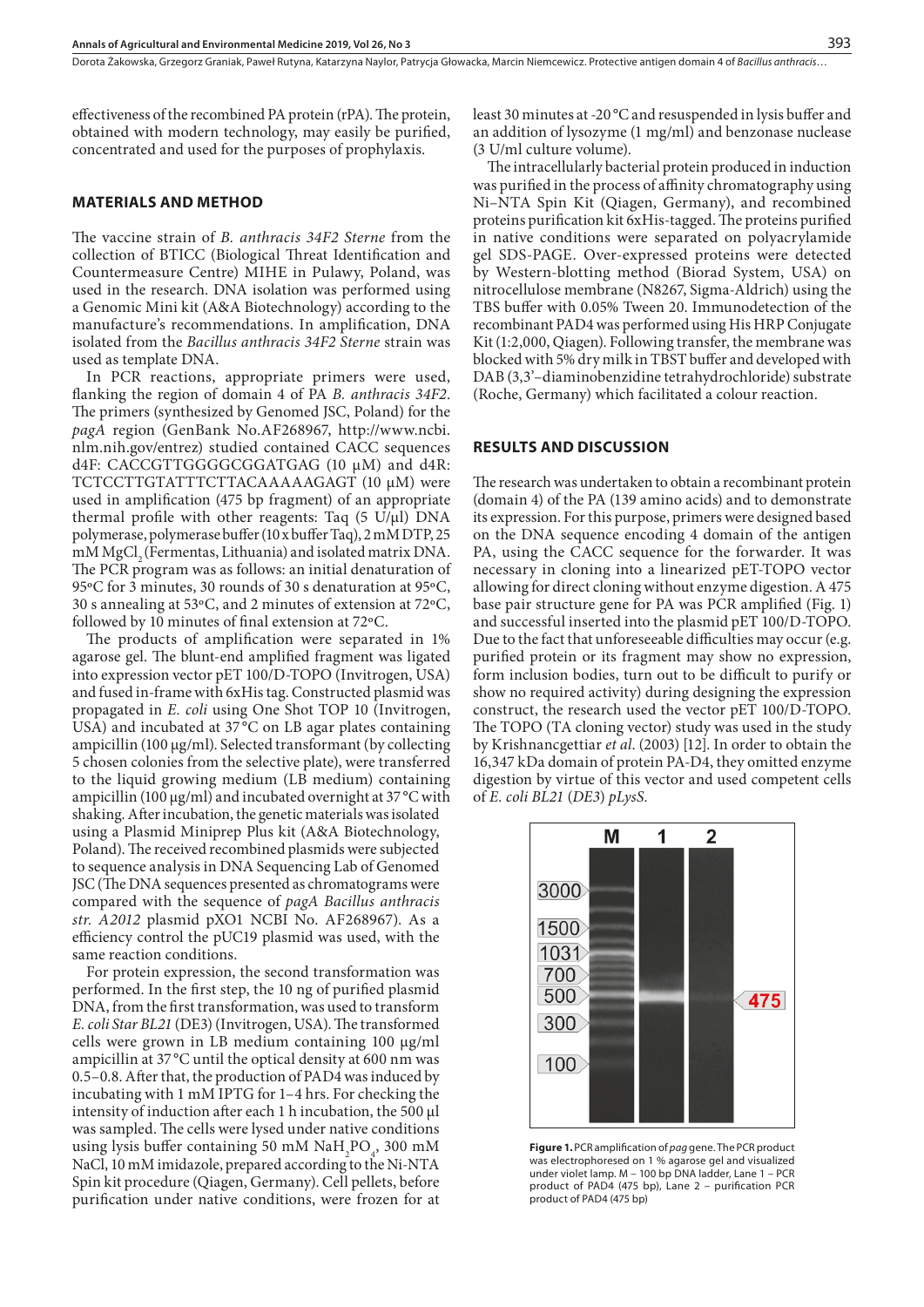effectiveness of the recombined PA protein (rPA). The protein, obtained with modern technology, may easily be purified, concentrated and used for the purposes of prophylaxis.

## MATERIALS AND METHOD

The vaccine strain of *B. anthracis 34F2 Sterne* from the collection of BTICC (Biological Threat Identification and Countermeasure Centre) MIHE in Pulawy, Poland, was used in the research. DNA isolation was performed using a Genomic Mini kit (A&A Biotechnology) according to the manufacture's recommendations. In amplification, DNA isolated from the *Bacillus anthracis 34F2 Sterne* strain was used as template DNA.

In PCR reactions, appropriate primers were used, flanking the region of domain 4 of PA *B. anthracis 34F2*. The primers (synthesized by Genomed JSC, Poland) for the *pagA* region (GenBank No.AF268967, http://www.ncbi.nlm.nih.gov/entrez) studied contained CACC sequences d4F: CACCGTTGGGGCGGATGAG (10 μM) and d4R: TCTCCTTGTATTTCTTACAAAAAGAGT (10 μM) were used in amplification (475 bp fragment) of an appropriate thermal profile with other reagents: Taq (5 U/μl) DNA polymerase, polymerase buffer (10 x buffer Taq), 2 mM DTP, 25 mM $MgCl_2$ (Fermentas, Lithuania) and isolated matrix DNA. The PCR program was as follows: an initial denaturation of 95°C for 3 minutes, 30 rounds of 30 s denaturation at 95°C, 30 s annealing at 53°C, and 2 minutes of extension at 72°C, followed by 10 minutes of final extension at 72°C.

The products of amplification were separated in 1% agarose gel. The blunt-end amplified fragment was ligated into expression vector pET 100/D-TOPO (Invitrogen, USA) and fused in-frame with 6xHis tag. Constructed plasmid was propagated in *E. coli* using One Shot TOP 10 (Invitrogen, USA) and incubated at 37 °C on LB agar plates containing ampicillin (100 μg/ml). Selected transformant (by collecting 5 chosen colonies from the selective plate), were transferred to the liquid growing medium (LB medium) containing ampicillin (100 μg/ml) and incubated overnight at 37 °C with shaking. After incubation, the genetic materials was isolated using a Plasmid Miniprep Plus kit (A&A Biotechnology, Poland). The received recombined plasmids were subjected to sequence analysis in DNA Sequencing Lab of Genomed JSC (The DNA sequences presented as chromatograms were compared with the sequence of *pagA Bacillus anthracis str. A2012* plasmid pXO1 NCBI No. AF268967). As a efficiency control the pUC19 plasmid was used, with the same reaction conditions.

For protein expression, the second transformation was performed. In the first step, the 10 ng of purified plasmid DNA, from the first transformation, was used to transform *E. coli Star BL21* (DE3) (Invitrogen, USA). The transformed cells were grown in LB medium containing 100 μg/ml ampicillin at 37 °C until the optical density at 600 nm was 0.5–0.8. After that, the production of PAD4 was induced by incubating with 1 mM IPTG for 1–4 hrs. For checking the intensity of induction after each 1 h incubation, the 500 μl was sampled. The cells were lysed under native conditions using lysis buffer containing 50 mM $NaH_2PO_4$, 300 mM NaCl, 10 mM imidazole, prepared according to the Ni-NTA Spin kit procedure (Qiagen, Germany). Cell pellets, before purification under native conditions, were frozen for at least 30 minutes at -20 °C and resuspended in lysis buffer and an addition of lysozyme (1 mg/ml) and benzonase nuclease (3 U/ml culture volume).

The intracellularly bacterial protein produced in induction was purified in the process of affinity chromatography using Ni–NTA Spin Kit (Qiagen, Germany), and recombined proteins purification kit 6xHis-tagged. The proteins purified in native conditions were separated on polyacrylamide gel SDS-PAGE. Over-expressed proteins were detected by Western-blotting method (Biorad System, USA) on nitrocellulose membrane (N8267, Sigma-Aldrich) using the TBS buffer with 0.05% Tween 20. Immunodetection of the recombinant PAD4 was performed using His HRP Conjugate Kit (1:2,000, Qiagen). Following transfer, the membrane was blocked with 5% dry milk in TBST buffer and developed with DAB (3,3'–diaminobenzidine tetrahydrochloride) substrate (Roche, Germany) which facilitated a colour reaction.

## RESULTS AND DISCUSSION

The research was undertaken to obtain a recombinant protein (domain 4) of the PA (139 amino acids) and to demonstrate its expression. For this purpose, primers were designed based on the DNA sequence encoding 4 domain of the antigen PA, using the CACC sequence for the forwarder. It was necessary in cloning into a linearized pET-TOPO vector allowing for direct cloning without enzyme digestion. A 475 base pair structure gene for PA was PCR amplified (Fig. 1) and successful inserted into the plasmid pET 100/D-TOPO. Due to the fact that unforeseeable difficulties may occur (e.g. purified protein or its fragment may show no expression, form inclusion bodies, turn out to be difficult to purify or show no required activity) during designing the expression construct, the research used the vector pET 100/D-TOPO. The TOPO (TA cloning vector) study was used in the study by Krishnancgettiar *et al.* (2003) [12]. In order to obtain the 16,347 kDa domain of protein PA-D4, they omitted enzyme digestion by virtue of this vector and used competent cells of *E. coli BL21* (*DE3*) *pLysS*.

**Figure 1.** PCR amplification of *pag* gene. The PCR product was electrophoresed on 1 % agarose gel and visualized under violet lamp. M – 100 bp DNA ladder, Lane 1 – PCR product of PAD4 (475 bp), Lane 2 – purification PCR product of PAD4 (475 bp)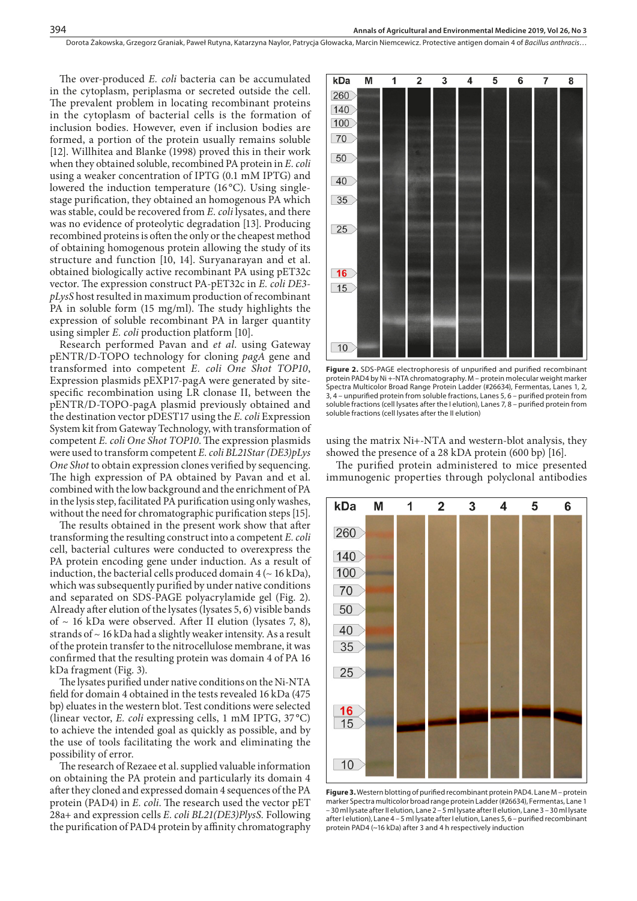The over-produced *E. coli* bacteria can be accumulated in the cytoplasm, periplasma or secreted outside the cell. The prevalent problem in locating recombinant proteins in the cytoplasm of bacterial cells is the formation of inclusion bodies. However, even if inclusion bodies are formed, a portion of the protein usually remains soluble [12]. Willhitea and Blanke (1998) proved this in their work when they obtained soluble, recombined PA protein in *E. coli* using a weaker concentration of IPTG (0.1 mM IPTG) and lowered the induction temperature (16 °C). Using single-stage purification, they obtained an homogenous PA which was stable, could be recovered from *E. coli* lysates, and there was no evidence of proteolytic degradation [13]. Producing recombined proteins is often the only or the cheapest method of obtaining homogenous protein allowing the study of its structure and function [10, 14]. Suryanarayan and et al. obtained biologically active recombinant PA using pET32c vector. The expression construct PA-pET32c in *E. coli DE3-pLysS* host resulted in maximum production of recombinant PA in soluble form (15 mg/ml). The study highlights the expression of soluble recombinant PA in larger quantity using simpler *E. coli* production platform [10].

Research performed Pavan and *et al.* using Gateway pENTR/D-TOPO technology for cloning *pagA* gene and transformed into competent *E. coli One Shot TOP10*, Expression plasmids pEXP17-pagA were generated by site-specific recombination using LR clonase II, between the pENTR/D-TOPO-pagA plasmid previously obtained and the destination vector pDEST17 using the *E. coli* Expression System kit from Gateway Technology, with transformation of competent *E. coli One Shot TOP10*. The expression plasmids were used to transform competent *E. coli BL21Star (DE3)pLys One Shot* to obtain expression clones verified by sequencing. The high expression of PA obtained by Pavan and et al. combined with the low background and the enrichment of PA in the lysis step, facilitated PA purification using only washes, without the need for chromatographic purification steps [15].

The results obtained in the present work show that after transforming the resulting construct into a competent *E. coli* cell, bacterial cultures were conducted to overexpress the PA protein encoding gene under induction. As a result of induction, the bacterial cells produced domain 4 (~ 16 kDa), which was subsequently purified by under native conditions and separated on SDS-PAGE polyacrylamide gel (Fig. 2). Already after elution of the lysates (lysates 5, 6) visible bands of ~ 16 kDa were observed. After II elution (lysates 7, 8), strands of ~ 16 kDa had a slightly weaker intensity. As a result of the protein transfer to the nitrocellulose membrane, it was confirmed that the resulting protein was domain 4 of PA 16 kDa fragment (Fig. 3).

The lysates purified under native conditions on the Ni-NTA field for domain 4 obtained in the tests revealed 16 kDa (475 bp) eluates in the western blot. Test conditions were selected (linear vector, *E. coli* expressing cells, 1 mM IPTG, 37 °C) to achieve the intended goal as quickly as possible, and by the use of tools facilitating the work and eliminating the possibility of error.

The research of Rezaee et al. supplied valuable information on obtaining the PA protein and particularly its domain 4 after they cloned and expressed domain 4 sequences of the PA protein (PAD4) in *E. coli*. The research used the vector pET 28a+ and expression cells *E. coli BL21(DE3)PlysS.* Following the purification of PAD4 protein by affinity chromatography using the matrix Ni+-NTA and western-blot analysis, they showed the presence of a 28 kDA protein (600 bp) [16].

The purified protein administered to mice presented immunogenic properties through polyclonal antibodies

**Figure 2.** SDS-PAGE electrophoresis of unpurified and purified recombinant protein PAD4 by Ni +-NTA chromatography. M – protein molecular weight marker Spectra Multicolor Broad Range Protein Ladder (#26634), Fermentas, Lanes 1, 2, 3, 4 – unpurified protein from soluble fractions, Lanes 5, 6 – purified protein from soluble fractions (cell lysates after the I elution), Lanes 7, 8 – purified protein from soluble fractions (cell lysates after the II elution)

**Figure 3.** Western blotting of purified recombinant protein PAD4. Lane M – protein marker Spectra multicolor broad range protein Ladder (#26634), Fermentas, Lane 1 – 30 ml lysate after II elution, Lane 2 – 5 ml lysate after II elution, Lane 3 – 30 ml lysate after I elution, Lane 4 – 5 ml lysate after I elution, Lanes 5, 6 – purified recombinant protein PAD4 (~16 kDa) after 3 and 4 h respectively induction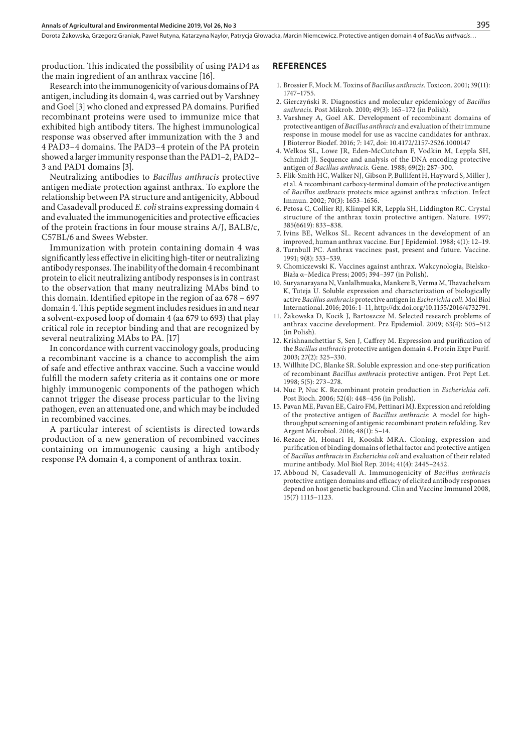production. This indicated the possibility of using PAD4 as the main ingredient of an anthrax vaccine [16].

Research into the immunogenicity of various domains of PA antigen, including its domain 4, was carried out by Varshney and Goel [3] who cloned and expressed PA domains. Purified recombinant proteins were used to immunize mice that exhibited high antibody titers. The highest immunological response was observed after immunization with the 3 and 4 PAD3–4 domains. The PAD3–4 protein of the PA protein showed a larger immunity response than the PAD1–2, PAD2–3 and PAD1 domains [3].

Neutralizing antibodies to *Bacillus anthracis* protective antigen mediate protection against anthrax. To explore the relationship between PA structure and antigenicity, Abboud and Casadevall produced *E. coli* strains expressing domain 4 and evaluated the immunogenicities and protective efficacies of the protein fractions in four mouse strains A/J, BALB/c, C57BL/6 and Swees Webster.

Immunization with protein containing domain 4 was significantly less effective in eliciting high-titer or neutralizing antibody responses. The inability of the domain 4 recombinant protein to elicit neutralizing antibody responses is in contrast to the observation that many neutralizing MAbs bind to this domain. Identified epitope in the region of aa 678 – 697 domain 4. This peptide segment includes residues in and near a solvent-exposed loop of domain 4 (aa 679 to 693) that play critical role in receptor binding and that are recognized by several neutralizing MAbs to PA. [17]

In concordance with current vaccinology goals, producing a recombinant vaccine is a chance to accomplish the aim of safe and effective anthrax vaccine. Such a vaccine would fulfill the modern safety criteria as it contains one or more highly immunogenic components of the pathogen which cannot trigger the disease process particular to the living pathogen, even an attenuated one, and which may be included in recombined vaccines.

A particular interest of scientists is directed towards production of a new generation of recombined vaccines containing on immunogenic causing a high antibody response PA domain 4, a component of anthrax toxin.

## REFERENCES

1. Brossier F, Mock M. Toxins of *Bacillus anthracis*. Toxicon. 2001; 39(11): 1747–1755.
2. Gierczyński R. Diagnostics and molecular epidemiology of *Bacillus anthracis*. Post Mikrob. 2010; 49(3): 165–172 (in Polish).
3. Varshney A, Goel AK. Development of recombinant domains of protective antigen of *Bacillus anthracis* and evaluation of their immune response in mouse model for use as vaccine candidates for anthrax. J Bioterror Biodef. 2016; 7: 147, doi: 10.4172/2157-2526.1000147
4. Welkos SL, Lowe JR, Eden-McCutchan F, Vodkin M, Leppla SH, Schmidt JJ. Sequence and analysis of the DNA encoding protective antigen of *Bacillus anthracis*. Gene. 1988; 69(2): 287–300.
5. Flik-Smith HC, Walker NJ, Gibson P, Bullifent H, Hayward S, Miller J, et al. A recombinant carboxy-terminal domain of the protective antigen of *Bacillus anthracis* protects mice against anthrax infection. Infect Immun. 2002; 70(3): 1653–1656.
6. Petosa C, Collier RJ, Klimpel KR, Leppla SH, Liddington RC. Crystal structure of the anthrax toxin protective antigen. Nature. 1997; 385(6619): 833–838.
7. Ivins BE, Welkos SL. Recent advances in the development of an improved, human anthrax vaccine. Eur J Epidemiol. 1988; 4(1): 12–19.
8. Turnbull PC. Anthrax vaccines: past, present and future. Vaccine. 1991; 9(8): 533–539.
9. Chomiczewski K. Vaccines against anthrax. Wakcynologia, Bielsko-Biała α–Medica Press; 2005; 394–397 (in Polish).
10. Suryanarayana N, Vanlalhmuaka, Mankere B, Verma M, Thavachelvam K, Tuteja U. Soluble expression and characterization of biologically active *Bacillus anthracis* protective antigen in *Escherichia coli*. Mol Biol International. 2016; 2016: 1–11, http://dx.doi.org/10.1155/2016/4732791.
11. Żakowska D, Kocik J, Bartoszcze M. Selected research problems of anthrax vaccine development. Prz Epidemiol. 2009; 63(4): 505–512 (in Polish).
12. Krishnanchettiar S, Sen J, Caffrey M. Expression and purification of the *Bacillus anthracis* protective antigen domain 4. Protein Expr Purif. 2003; 27(2): 325–330.
13. Willhite DC, Blanke SR. Soluble expression and one-step purification of recombinant *Bacillus anthracis* protective antigen. Prot Pept Let. 1998; 5(5): 273–278.
14. Nuc P, Nuc K. Recombinant protein production in *Escherichia coli*. Post Bioch. 2006; 52(4): 448–456 (in Polish).
15. Pavan ME, Pavan EE, Cairo FM, Pettinari MJ. Expression and refolding of the protective antigen of *Bacillus anthracis*: A model for high-throughput screening of antigenic recombinant protein refolding. Rev Argent Microbiol. 2016; 48(1): 5–14.
16. Rezaee M, Honari H, Kooshk MRA. Cloning, expression and purification of binding domains of lethal factor and protective antigen of *Bacillus anthracis* in *Escherichia coli* and evaluation of their related murine antibody. Mol Biol Rep. 2014; 41(4): 2445–2452.
17. Abboud N, Casadevall A. Immunogenicity of *Bacillus anthracis* protective antigen domains and efficacy of elicited antibody responses depend on host genetic background. Clin and Vaccine Immunol 2008, 15(7) 1115–1123.